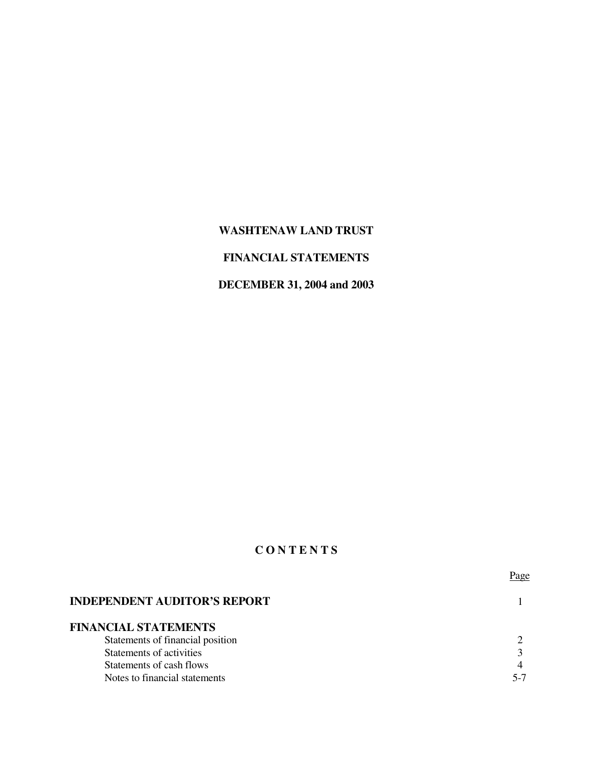# WASHTENAW LAND TRUST

## FINANCIAL STATEMENTS

## DECEMBER 31, 2004 and 2003

## C O N T E N T S

| | Page |
|---|---|
| **INDEPENDENT AUDITOR'S REPORT** | 1 |
| **FINANCIAL STATEMENTS** | |
| Statements of financial position | 2 |
| Statements of activities | 3 |
| Statements of cash flows | 4 |
| Notes to financial statements | 5-7 |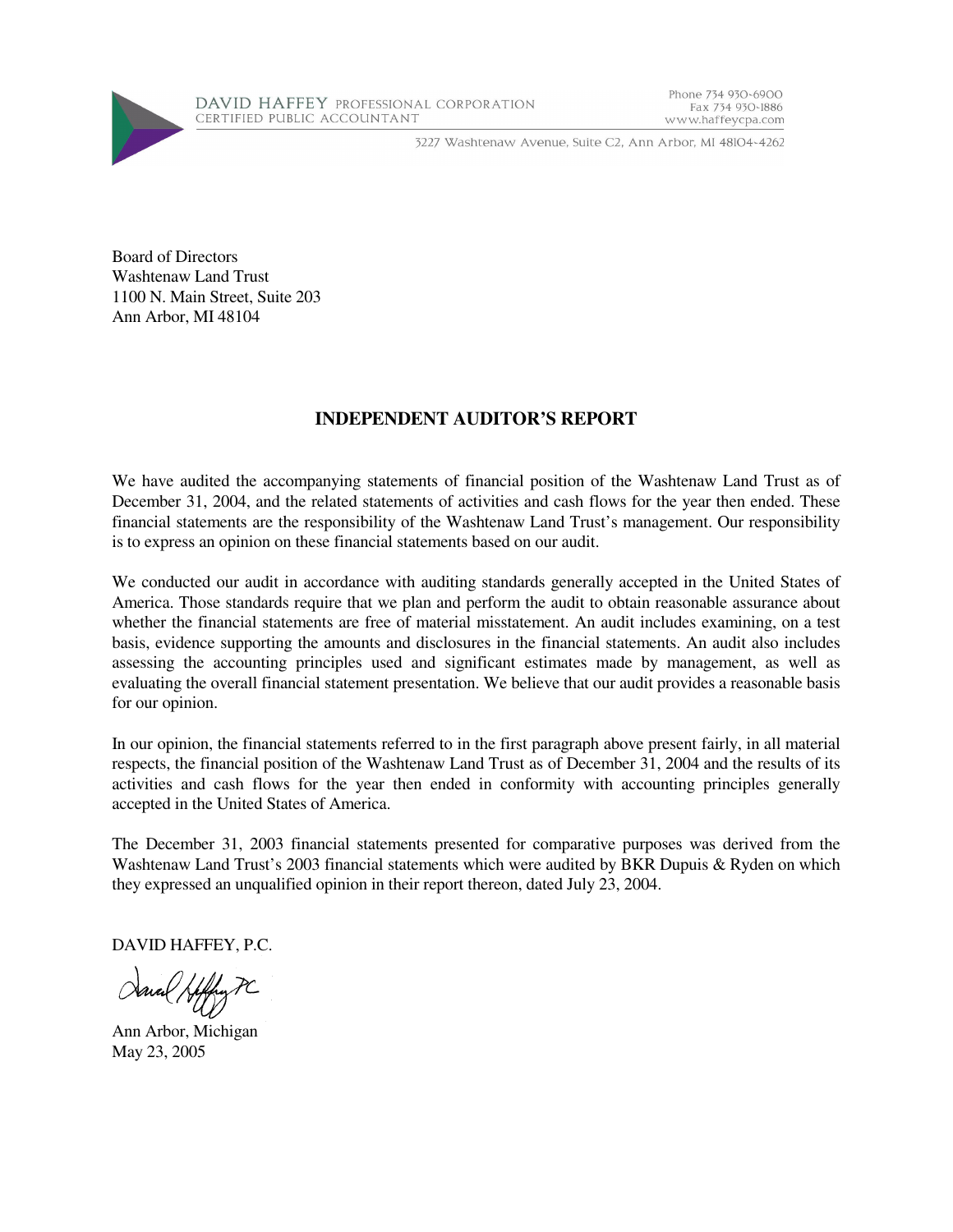DAVID HAFFEY PROFESSIONAL CORPORATION
CERTIFIED PUBLIC ACCOUNTANT

Phone 734 930-6900
Fax 734 930-1886
www.haffeycpa.com

3227 Washtenaw Avenue, Suite C2, Ann Arbor, MI 48104-4262

Board of Directors
Washtenaw Land Trust
1100 N. Main Street, Suite 203
Ann Arbor, MI 48104

## INDEPENDENT AUDITOR'S REPORT

We have audited the accompanying statements of financial position of the Washtenaw Land Trust as of December 31, 2004, and the related statements of activities and cash flows for the year then ended. These financial statements are the responsibility of the Washtenaw Land Trust's management. Our responsibility is to express an opinion on these financial statements based on our audit.

We conducted our audit in accordance with auditing standards generally accepted in the United States of America. Those standards require that we plan and perform the audit to obtain reasonable assurance about whether the financial statements are free of material misstatement. An audit includes examining, on a test basis, evidence supporting the amounts and disclosures in the financial statements. An audit also includes assessing the accounting principles used and significant estimates made by management, as well as evaluating the overall financial statement presentation. We believe that our audit provides a reasonable basis for our opinion.

In our opinion, the financial statements referred to in the first paragraph above present fairly, in all material respects, the financial position of the Washtenaw Land Trust as of December 31, 2004 and the results of its activities and cash flows for the year then ended in conformity with accounting principles generally accepted in the United States of America.

The December 31, 2003 financial statements presented for comparative purposes was derived from the Washtenaw Land Trust's 2003 financial statements which were audited by BKR Dupuis & Ryden on which they expressed an unqualified opinion in their report thereon, dated July 23, 2004.

DAVID HAFFEY, P.C.

Ann Arbor, Michigan
May 23, 2005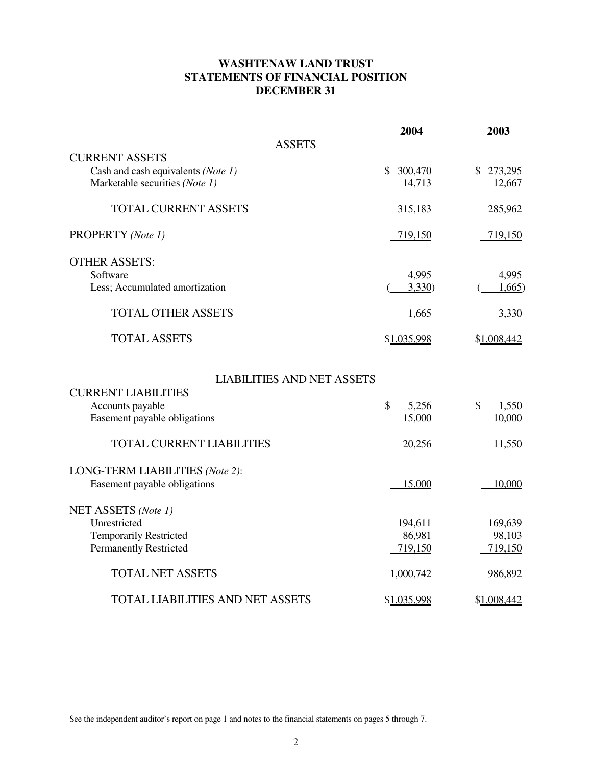# WASHTENAW LAND TRUST
## STATEMENTS OF FINANCIAL POSITION
## DECEMBER 31

| | 2004 | 2003 |
|---|---|---|
| **ASSETS** | | |
| CURRENT ASSETS | | |
| Cash and cash equivalents *(Note 1)* | $ 300,470 | $ 273,295 |
| Marketable securities *(Note 1)* | 14,713 | 12,667 |
| TOTAL CURRENT ASSETS | 315,183 | 285,962 |
| PROPERTY *(Note 1)* | 719,150 | 719,150 |
| OTHER ASSETS: | | |
| Software | 4,995 | 4,995 |
| Less; Accumulated amortization | ( 3,330) | ( 1,665) |
| TOTAL OTHER ASSETS | 1,665 | 3,330 |
| TOTAL ASSETS | $1,035,998 | $1,008,442 |
| **LIABILITIES AND NET ASSETS** | | |
| CURRENT LIABILITIES | | |
| Accounts payable | $ 5,256 | $ 1,550 |
| Easement payable obligations | 15,000 | 10,000 |
| TOTAL CURRENT LIABILITIES | 20,256 | 11,550 |
| LONG-TERM LIABILITIES *(Note 2)*: | | |
| Easement payable obligations | 15,000 | 10,000 |
| NET ASSETS *(Note 1)* | | |
| Unrestricted | 194,611 | 169,639 |
| Temporarily Restricted | 86,981 | 98,103 |
| Permanently Restricted | 719,150 | 719,150 |
| TOTAL NET ASSETS | 1,000,742 | 986,892 |
| TOTAL LIABILITIES AND NET ASSETS | $1,035,998 | $1,008,442 |

See the independent auditor's report on page 1 and notes to the financial statements on pages 5 through 7.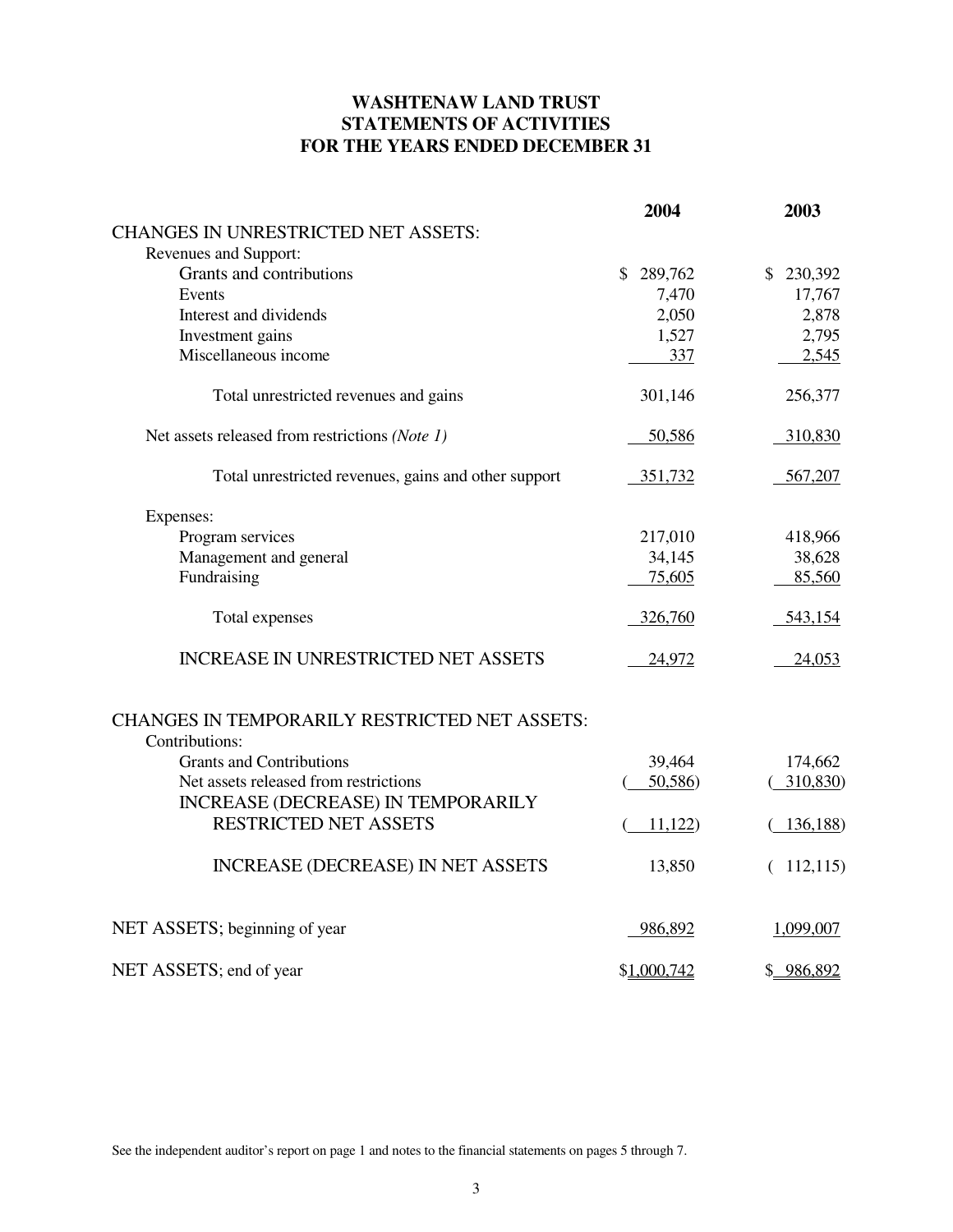# WASHTENAW LAND TRUST
# STATEMENTS OF ACTIVITIES
# FOR THE YEARS ENDED DECEMBER 31

| | 2004 | 2003 |
|---|---|---|
| CHANGES IN UNRESTRICTED NET ASSETS: | | |
| Revenues and Support: | | |
| Grants and contributions | $ 289,762 | $ 230,392 |
| Events | 7,470 | 17,767 |
| Interest and dividends | 2,050 | 2,878 |
| Investment gains | 1,527 | 2,795 |
| Miscellaneous income | 337 | 2,545 |
| Total unrestricted revenues and gains | 301,146 | 256,377 |
| Net assets released from restrictions *(Note 1)* | 50,586 | 310,830 |
| Total unrestricted revenues, gains and other support | 351,732 | 567,207 |
| Expenses: | | |
| Program services | 217,010 | 418,966 |
| Management and general | 34,145 | 38,628 |
| Fundraising | 75,605 | 85,560 |
| Total expenses | 326,760 | 543,154 |
| INCREASE IN UNRESTRICTED NET ASSETS | 24,972 | 24,053 |
| CHANGES IN TEMPORARILY RESTRICTED NET ASSETS: | | |
| Contributions: | | |
| Grants and Contributions | 39,464 | 174,662 |
| Net assets released from restrictions | (50,586) | (310,830) |
| INCREASE (DECREASE) IN TEMPORARILY RESTRICTED NET ASSETS | (11,122) | (136,188) |
| INCREASE (DECREASE) IN NET ASSETS | 13,850 | (112,115) |
| NET ASSETS; beginning of year | 986,892 | 1,099,007 |
| NET ASSETS; end of year | $1,000,742 | $ 986,892 |

See the independent auditor's report on page 1 and notes to the financial statements on pages 5 through 7.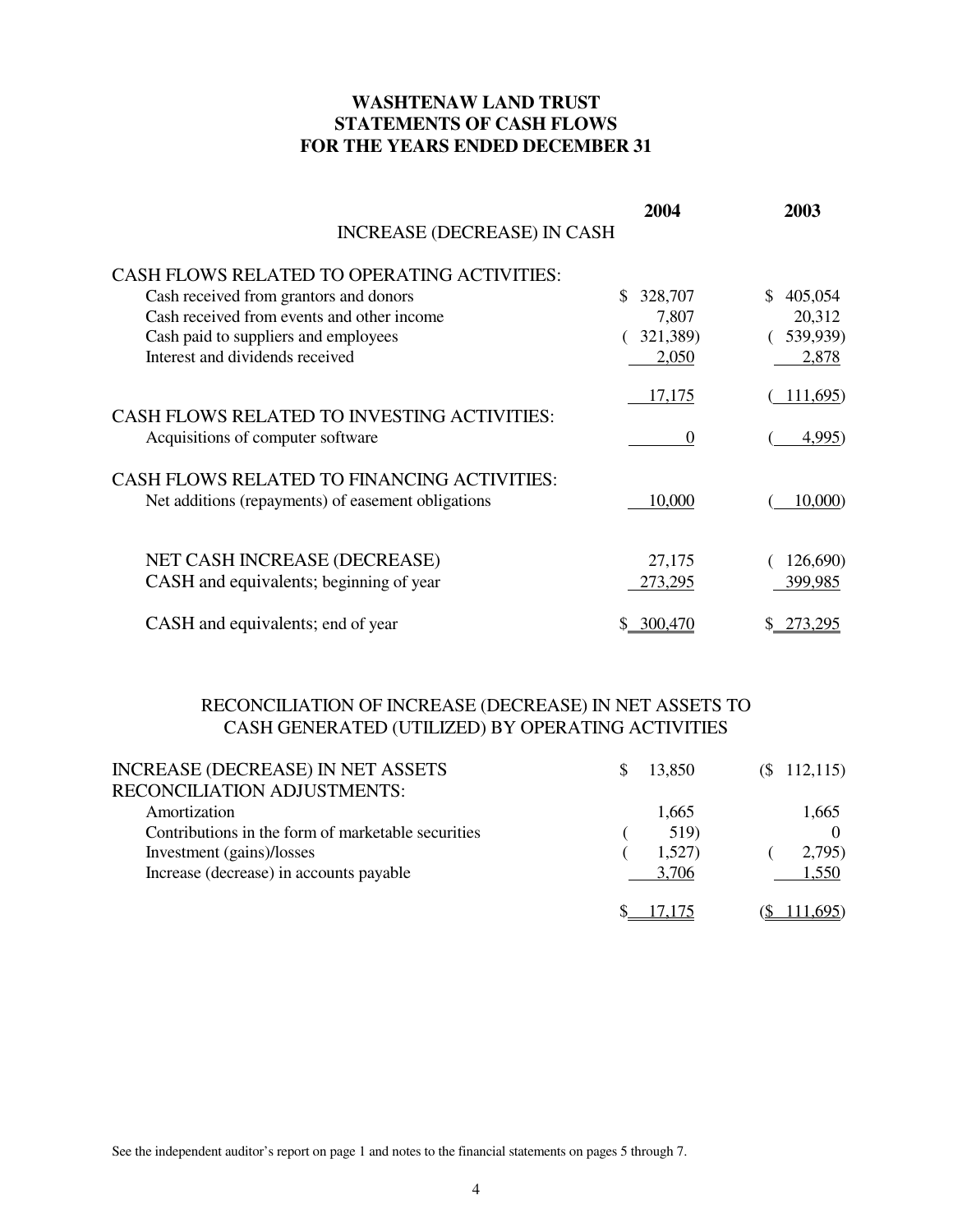# WASHTENAW LAND TRUST
## STATEMENTS OF CASH FLOWS
## FOR THE YEARS ENDED DECEMBER 31

| INCREASE (DECREASE) IN CASH | 2004 | 2003 |
|---|---|---|
| **CASH FLOWS RELATED TO OPERATING ACTIVITIES:** | | |
| Cash received from grantors and donors | $ 328,707 | $ 405,054 |
| Cash received from events and other income | 7,807 | 20,312 |
| Cash paid to suppliers and employees | ( 321,389) | ( 539,939) |
| Interest and dividends received | 2,050 | 2,878 |
| | 17,175 | ( 111,695) |
| **CASH FLOWS RELATED TO INVESTING ACTIVITIES:** | | |
| Acquisitions of computer software | 0 | ( 4,995) |
| **CASH FLOWS RELATED TO FINANCING ACTIVITIES:** | | |
| Net additions (repayments) of easement obligations | 10,000 | ( 10,000) |
| NET CASH INCREASE (DECREASE) | 27,175 | ( 126,690) |
| CASH and equivalents; beginning of year | 273,295 | 399,985 |
| CASH and equivalents; end of year | $ 300,470 | $ 273,295 |

## RECONCILIATION OF INCREASE (DECREASE) IN NET ASSETS TO CASH GENERATED (UTILIZED) BY OPERATING ACTIVITIES

| | 2004 | 2003 |
|---|---|---|
| INCREASE (DECREASE) IN NET ASSETS | $ 13,850 | ($ 112,115) |
| RECONCILIATION ADJUSTMENTS: | | |
| Amortization | 1,665 | 1,665 |
| Contributions in the form of marketable securities | ( 519) | 0 |
| Investment (gains)/losses | ( 1,527) | ( 2,795) |
| Increase (decrease) in accounts payable | 3,706 | 1,550 |
| | $ 17,175 | ($ 111,695) |

See the independent auditor's report on page 1 and notes to the financial statements on pages 5 through 7.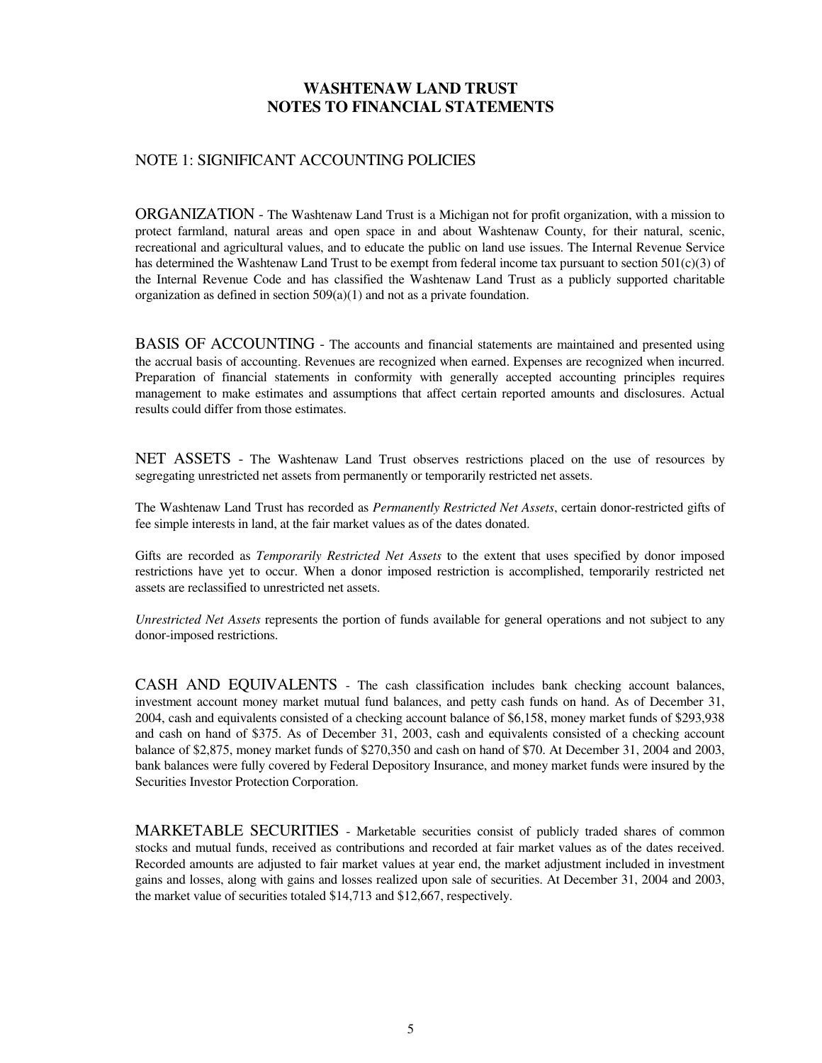# WASHTENAW LAND TRUST
# NOTES TO FINANCIAL STATEMENTS

## NOTE 1: SIGNIFICANT ACCOUNTING POLICIES

ORGANIZATION - The Washtenaw Land Trust is a Michigan not for profit organization, with a mission to protect farmland, natural areas and open space in and about Washtenaw County, for their natural, scenic, recreational and agricultural values, and to educate the public on land use issues. The Internal Revenue Service has determined the Washtenaw Land Trust to be exempt from federal income tax pursuant to section 501(c)(3) of the Internal Revenue Code and has classified the Washtenaw Land Trust as a publicly supported charitable organization as defined in section 509(a)(1) and not as a private foundation.

BASIS OF ACCOUNTING - The accounts and financial statements are maintained and presented using the accrual basis of accounting. Revenues are recognized when earned. Expenses are recognized when incurred. Preparation of financial statements in conformity with generally accepted accounting principles requires management to make estimates and assumptions that affect certain reported amounts and disclosures. Actual results could differ from those estimates.

NET ASSETS - The Washtenaw Land Trust observes restrictions placed on the use of resources by segregating unrestricted net assets from permanently or temporarily restricted net assets.

The Washtenaw Land Trust has recorded as *Permanently Restricted Net Assets*, certain donor-restricted gifts of fee simple interests in land, at the fair market values as of the dates donated.

Gifts are recorded as *Temporarily Restricted Net Assets* to the extent that uses specified by donor imposed restrictions have yet to occur. When a donor imposed restriction is accomplished, temporarily restricted net assets are reclassified to unrestricted net assets.

*Unrestricted Net Assets* represents the portion of funds available for general operations and not subject to any donor-imposed restrictions.

CASH AND EQUIVALENTS - The cash classification includes bank checking account balances, investment account money market mutual fund balances, and petty cash funds on hand. As of December 31, 2004, cash and equivalents consisted of a checking account balance of $6,158, money market funds of $293,938 and cash on hand of $375. As of December 31, 2003, cash and equivalents consisted of a checking account balance of $2,875, money market funds of $270,350 and cash on hand of $70. At December 31, 2004 and 2003, bank balances were fully covered by Federal Depository Insurance, and money market funds were insured by the Securities Investor Protection Corporation.

MARKETABLE SECURITIES - Marketable securities consist of publicly traded shares of common stocks and mutual funds, received as contributions and recorded at fair market values as of the dates received. Recorded amounts are adjusted to fair market values at year end, the market adjustment included in investment gains and losses, along with gains and losses realized upon sale of securities. At December 31, 2004 and 2003, the market value of securities totaled $14,713 and $12,667, respectively.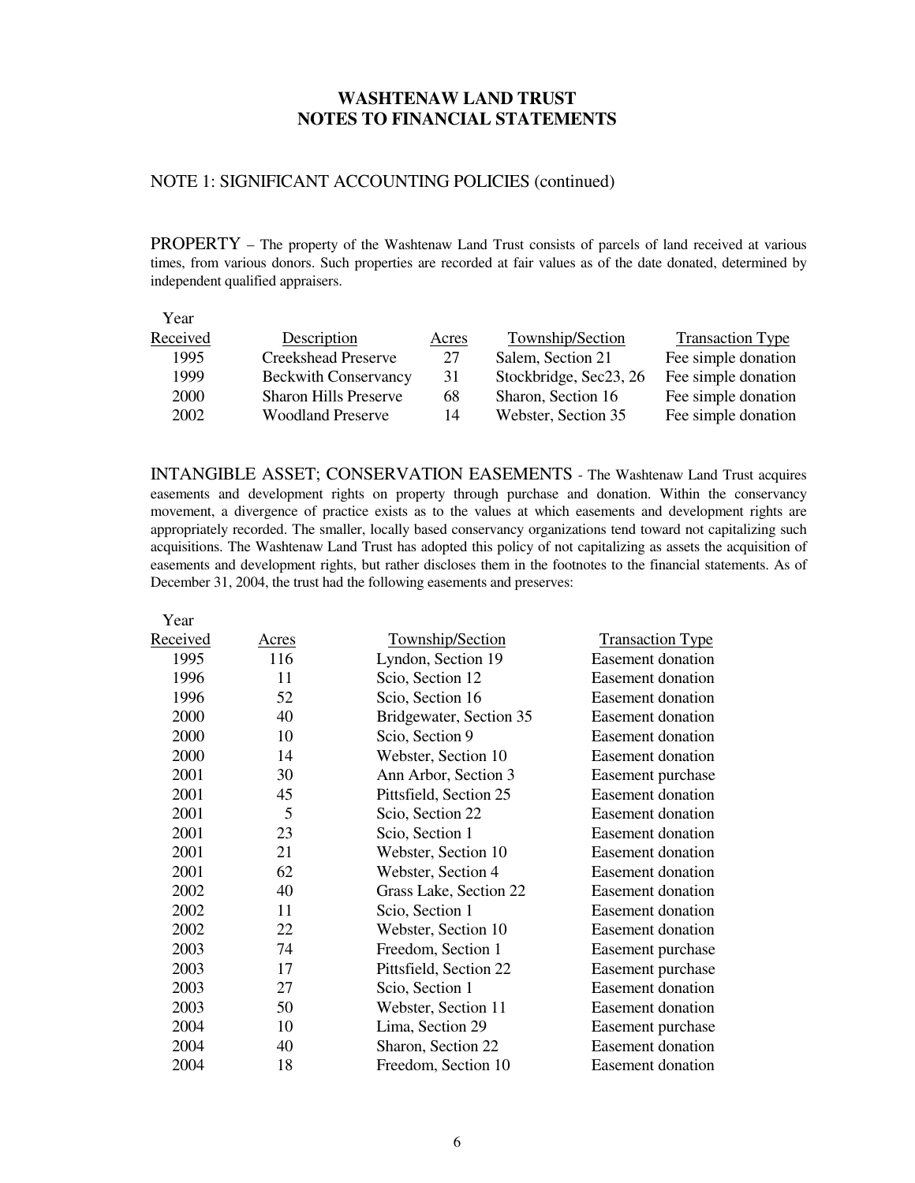# WASHTENAW LAND TRUST
# NOTES TO FINANCIAL STATEMENTS

## NOTE 1: SIGNIFICANT ACCOUNTING POLICIES (continued)

PROPERTY – The property of the Washtenaw Land Trust consists of parcels of land received at various times, from various donors. Such properties are recorded at fair values as of the date donated, determined by independent qualified appraisers.

| Year Received | Description | Acres | Township/Section | Transaction Type |
|---|---|---|---|---|
| 1995 | Creekshead Preserve | 27 | Salem, Section 21 | Fee simple donation |
| 1999 | Beckwith Conservancy | 31 | Stockbridge, Sec23, 26 | Fee simple donation |
| 2000 | Sharon Hills Preserve | 68 | Sharon, Section 16 | Fee simple donation |
| 2002 | Woodland Preserve | 14 | Webster, Section 35 | Fee simple donation |

INTANGIBLE ASSET; CONSERVATION EASEMENTS - The Washtenaw Land Trust acquires easements and development rights on property through purchase and donation. Within the conservancy movement, a divergence of practice exists as to the values at which easements and development rights are appropriately recorded. The smaller, locally based conservancy organizations tend toward not capitalizing such acquisitions. The Washtenaw Land Trust has adopted this policy of not capitalizing as assets the acquisition of easements and development rights, but rather discloses them in the footnotes to the financial statements. As of December 31, 2004, the trust had the following easements and preserves:

| Year Received | Acres | Township/Section | Transaction Type |
|---|---|---|---|
| 1995 | 116 | Lyndon, Section 19 | Easement donation |
| 1996 | 11 | Scio, Section 12 | Easement donation |
| 1996 | 52 | Scio, Section 16 | Easement donation |
| 2000 | 40 | Bridgewater, Section 35 | Easement donation |
| 2000 | 10 | Scio, Section 9 | Easement donation |
| 2000 | 14 | Webster, Section 10 | Easement donation |
| 2001 | 30 | Ann Arbor, Section 3 | Easement purchase |
| 2001 | 45 | Pittsfield, Section 25 | Easement donation |
| 2001 | 5 | Scio, Section 22 | Easement donation |
| 2001 | 23 | Scio, Section 1 | Easement donation |
| 2001 | 21 | Webster, Section 10 | Easement donation |
| 2001 | 62 | Webster, Section 4 | Easement donation |
| 2002 | 40 | Grass Lake, Section 22 | Easement donation |
| 2002 | 11 | Scio, Section 1 | Easement donation |
| 2002 | 22 | Webster, Section 10 | Easement donation |
| 2003 | 74 | Freedom, Section 1 | Easement purchase |
| 2003 | 17 | Pittsfield, Section 22 | Easement purchase |
| 2003 | 27 | Scio, Section 1 | Easement donation |
| 2003 | 50 | Webster, Section 11 | Easement donation |
| 2004 | 10 | Lima, Section 29 | Easement purchase |
| 2004 | 40 | Sharon, Section 22 | Easement donation |
| 2004 | 18 | Freedom, Section 10 | Easement donation |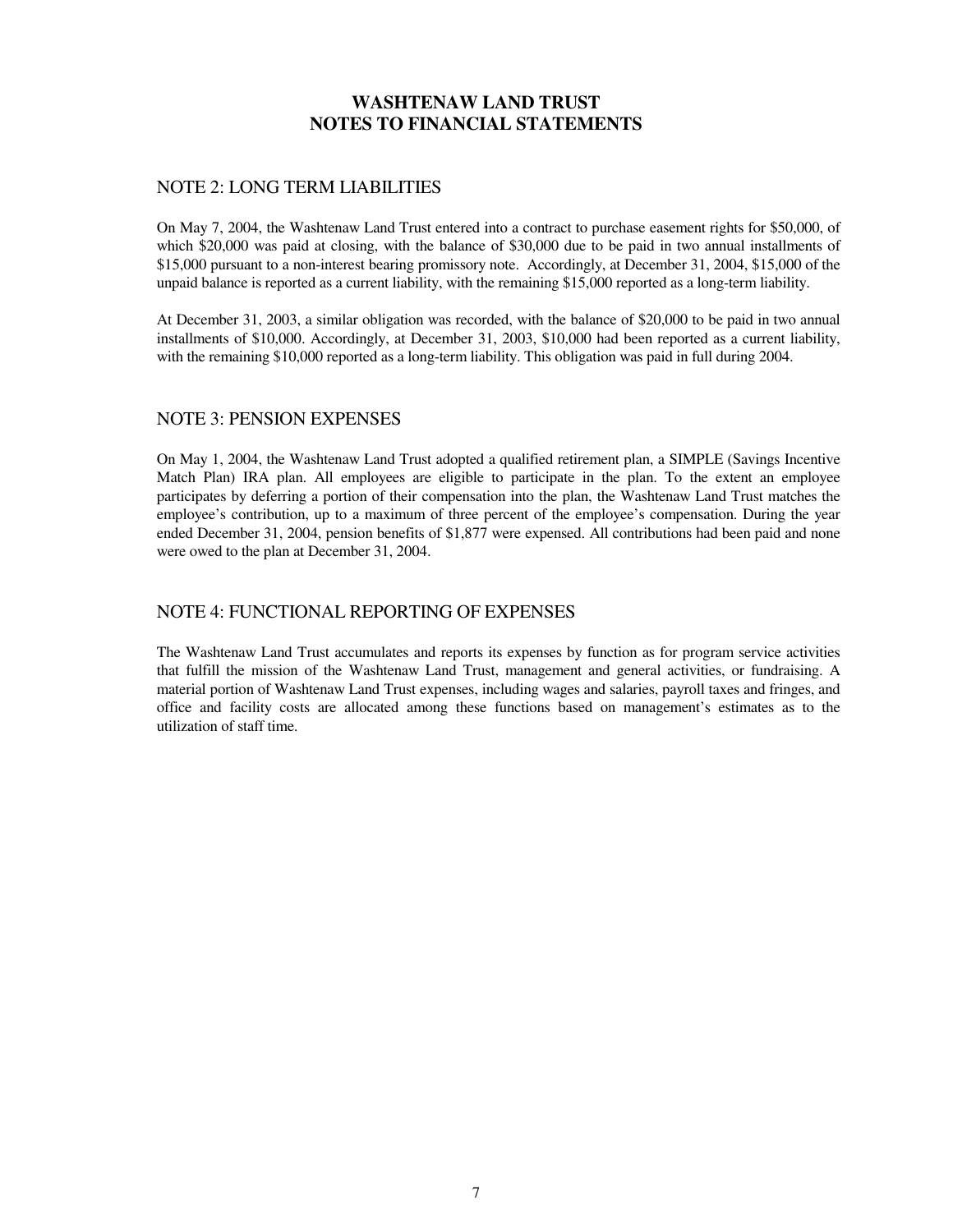# WASHTENAW LAND TRUST
# NOTES TO FINANCIAL STATEMENTS

## NOTE 2: LONG TERM LIABILITIES

On May 7, 2004, the Washtenaw Land Trust entered into a contract to purchase easement rights for $50,000, of which $20,000 was paid at closing, with the balance of $30,000 due to be paid in two annual installments of $15,000 pursuant to a non-interest bearing promissory note. Accordingly, at December 31, 2004, $15,000 of the unpaid balance is reported as a current liability, with the remaining $15,000 reported as a long-term liability.

At December 31, 2003, a similar obligation was recorded, with the balance of $20,000 to be paid in two annual installments of $10,000. Accordingly, at December 31, 2003, $10,000 had been reported as a current liability, with the remaining $10,000 reported as a long-term liability. This obligation was paid in full during 2004.

## NOTE 3: PENSION EXPENSES

On May 1, 2004, the Washtenaw Land Trust adopted a qualified retirement plan, a SIMPLE (Savings Incentive Match Plan) IRA plan. All employees are eligible to participate in the plan. To the extent an employee participates by deferring a portion of their compensation into the plan, the Washtenaw Land Trust matches the employee's contribution, up to a maximum of three percent of the employee's compensation. During the year ended December 31, 2004, pension benefits of $1,877 were expensed. All contributions had been paid and none were owed to the plan at December 31, 2004.

## NOTE 4: FUNCTIONAL REPORTING OF EXPENSES

The Washtenaw Land Trust accumulates and reports its expenses by function as for program service activities that fulfill the mission of the Washtenaw Land Trust, management and general activities, or fundraising. A material portion of Washtenaw Land Trust expenses, including wages and salaries, payroll taxes and fringes, and office and facility costs are allocated among these functions based on management's estimates as to the utilization of staff time.